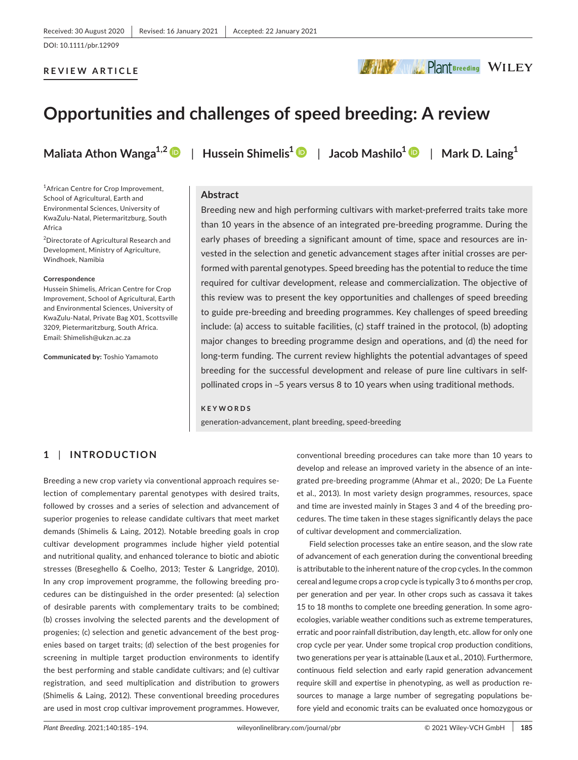Received: 30 August 2020 | Revised: 16 January 2021 | Accepted: 22 January 2021

DOI: 10.1111/pbr.12909

**REVIEW ARTICLE**

# Opportunities and challenges of speed breeding: A review

**Maliata Athon Wanga[1,2] | Hussein Shimelis[1] | Jacob Mashilo[1] | Mark D. Laing[1]**

[1]African Centre for Crop Improvement, School of Agricultural, Earth and Environmental Sciences, University of KwaZulu-Natal, Pietermaritzburg, South Africa

[2]Directorate of Agricultural Research and Development, Ministry of Agriculture, Windhoek, Namibia

**Correspondence**
Hussein Shimelis, African Centre for Crop Improvement, School of Agricultural, Earth and Environmental Sciences, University of KwaZulu-Natal, Private Bag X01, Scottsville 3209, Pietermaritzburg, South Africa.
Email: Shimelish@ukzn.ac.za

**Communicated by:** Toshio Yamamoto

## Abstract

Breeding new and high performing cultivars with market-preferred traits take more than 10 years in the absence of an integrated pre-breeding programme. During the early phases of breeding a significant amount of time, space and resources are invested in the selection and genetic advancement stages after initial crosses are performed with parental genotypes. Speed breeding has the potential to reduce the time required for cultivar development, release and commercialization. The objective of this review was to present the key opportunities and challenges of speed breeding to guide pre-breeding and breeding programmes. Key challenges of speed breeding include: (a) access to suitable facilities, (c) staff trained in the protocol, (b) adopting major changes to breeding programme design and operations, and (d) the need for long-term funding. The current review highlights the potential advantages of speed breeding for the successful development and release of pure line cultivars in self-pollinated crops in ~5 years versus 8 to 10 years when using traditional methods.

**KEYWORDS**

generation-advancement, plant breeding, speed-breeding

## 1 | INTRODUCTION

Breeding a new crop variety via conventional approach requires selection of complementary parental genotypes with desired traits, followed by crosses and a series of selection and advancement of superior progenies to release candidate cultivars that meet market demands (Shimelis & Laing, 2012). Notable breeding goals in crop cultivar development programmes include higher yield potential and nutritional quality, and enhanced tolerance to biotic and abiotic stresses (Breseghello & Coelho, 2013; Tester & Langridge, 2010). In any crop improvement programme, the following breeding procedures can be distinguished in the order presented: (a) selection of desirable parents with complementary traits to be combined; (b) crosses involving the selected parents and the development of progenies; (c) selection and genetic advancement of the best progenies based on target traits; (d) selection of the best progenies for screening in multiple target production environments to identify the best performing and stable candidate cultivars; and (e) cultivar registration, and seed multiplication and distribution to growers (Shimelis & Laing, 2012). These conventional breeding procedures are used in most crop cultivar improvement programmes. However, conventional breeding procedures can take more than 10 years to develop and release an improved variety in the absence of an integrated pre-breeding programme (Ahmar et al., 2020; De La Fuente et al., 2013). In most variety design programmes, resources, space and time are invested mainly in Stages 3 and 4 of the breeding procedures. The time taken in these stages significantly delays the pace of cultivar development and commercialization.

Field selection processes take an entire season, and the slow rate of advancement of each generation during the conventional breeding is attributable to the inherent nature of the crop cycles. In the common cereal and legume crops a crop cycle is typically 3 to 6 months per crop, per generation and per year. In other crops such as cassava it takes 15 to 18 months to complete one breeding generation. In some agro-ecologies, variable weather conditions such as extreme temperatures, erratic and poor rainfall distribution, day length, etc. allow for only one crop cycle per year. Under some tropical crop production conditions, two generations per year is attainable (Laux et al., 2010). Furthermore, continuous field selection and early rapid generation advancement require skill and expertise in phenotyping, as well as production resources to manage a large number of segregating populations before yield and economic traits can be evaluated once homozygous or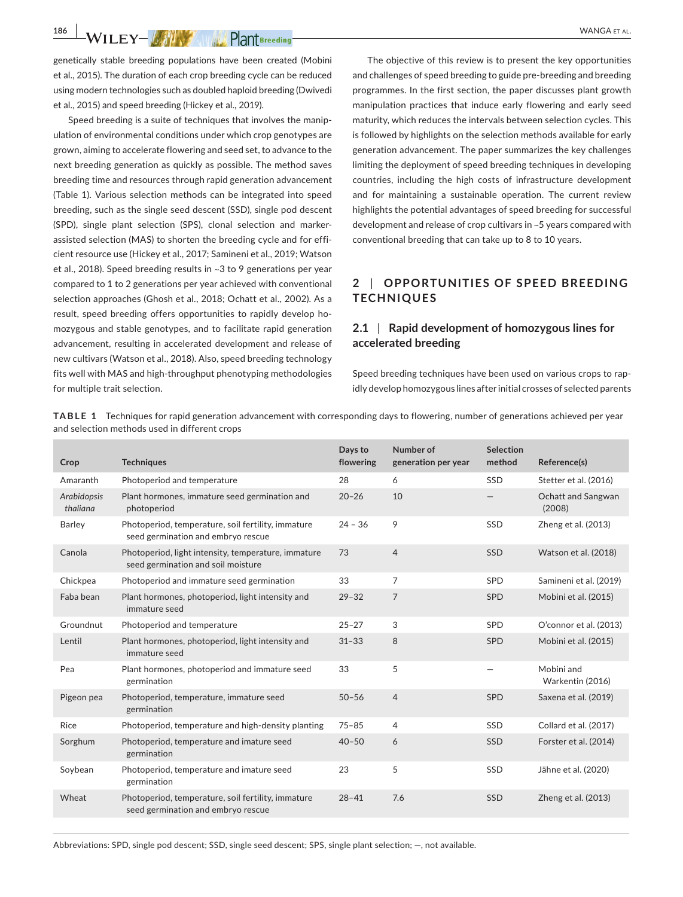genetically stable breeding populations have been created (Mobini et al., 2015). The duration of each crop breeding cycle can be reduced using modern technologies such as doubled haploid breeding (Dwivedi et al., 2015) and speed breeding (Hickey et al., 2019).

Speed breeding is a suite of techniques that involves the manipulation of environmental conditions under which crop genotypes are grown, aiming to accelerate flowering and seed set, to advance to the next breeding generation as quickly as possible. The method saves breeding time and resources through rapid generation advancement (Table 1). Various selection methods can be integrated into speed breeding, such as the single seed descent (SSD), single pod descent (SPD), single plant selection (SPS), clonal selection and marker-assisted selection (MAS) to shorten the breeding cycle and for efficient resource use (Hickey et al., 2017; Samineni et al., 2019; Watson et al., 2018). Speed breeding results in ~3 to 9 generations per year compared to 1 to 2 generations per year achieved with conventional selection approaches (Ghosh et al., 2018; Ochatt et al., 2002). As a result, speed breeding offers opportunities to rapidly develop homozygous and stable genotypes, and to facilitate rapid generation advancement, resulting in accelerated development and release of new cultivars (Watson et al., 2018). Also, speed breeding technology fits well with MAS and high-throughput phenotyping methodologies for multiple trait selection.

The objective of this review is to present the key opportunities and challenges of speed breeding to guide pre-breeding and breeding programmes. In the first section, the paper discusses plant growth manipulation practices that induce early flowering and early seed maturity, which reduces the intervals between selection cycles. This is followed by highlights on the selection methods available for early generation advancement. The paper summarizes the key challenges limiting the deployment of speed breeding techniques in developing countries, including the high costs of infrastructure development and for maintaining a sustainable operation. The current review highlights the potential advantages of speed breeding for successful development and release of crop cultivars in ~5 years compared with conventional breeding that can take up to 8 to 10 years.

## 2 | OPPORTUNITIES OF SPEED BREEDING TECHNIQUES

### 2.1 | Rapid development of homozygous lines for accelerated breeding

Speed breeding techniques have been used on various crops to rapidly develop homozygous lines after initial crosses of selected parents

**TABLE 1** Techniques for rapid generation advancement with corresponding days to flowering, number of generations achieved per year and selection methods used in different crops

| Crop | Techniques | Days to flowering | Number of generation per year | Selection method | Reference(s) |
|---|---|---|---|---|---|
| Amaranth | Photoperiod and temperature | 28 | 6 | SSD | Stetter et al. (2016) |
| *Arabidopsis thaliana* | Plant hormones, immature seed germination and photoperiod | 20–26 | 10 | — | Ochatt and Sangwan (2008) |
| Barley | Photoperiod, temperature, soil fertility, immature seed germination and embryo rescue | 24 – 36 | 9 | SSD | Zheng et al. (2013) |
| Canola | Photoperiod, light intensity, temperature, immature seed germination and soil moisture | 73 | 4 | SSD | Watson et al. (2018) |
| Chickpea | Photoperiod and immature seed germination | 33 | 7 | SPD | Samineni et al. (2019) |
| Faba bean | Plant hormones, photoperiod, light intensity and immature seed | 29–32 | 7 | SPD | Mobini et al. (2015) |
| Groundnut | Photoperiod and temperature | 25–27 | 3 | SPD | O'connor et al. (2013) |
| Lentil | Plant hormones, photoperiod, light intensity and immature seed | 31–33 | 8 | SPD | Mobini et al. (2015) |
| Pea | Plant hormones, photoperiod and immature seed germination | 33 | 5 | — | Mobini and Warkentin (2016) |
| Pigeon pea | Photoperiod, temperature, immature seed germination | 50–56 | 4 | SPD | Saxena et al. (2019) |
| Rice | Photoperiod, temperature and high-density planting | 75–85 | 4 | SSD | Collard et al. (2017) |
| Sorghum | Photoperiod, temperature and imature seed germination | 40–50 | 6 | SSD | Forster et al. (2014) |
| Soybean | Photoperiod, temperature and imature seed germination | 23 | 5 | SSD | Jähne et al. (2020) |
| Wheat | Photoperiod, temperature, soil fertility, immature seed germination and embryo rescue | 28–41 | 7.6 | SSD | Zheng et al. (2013) |

Abbreviations: SPD, single pod descent; SSD, single seed descent; SPS, single plant selection; —, not available.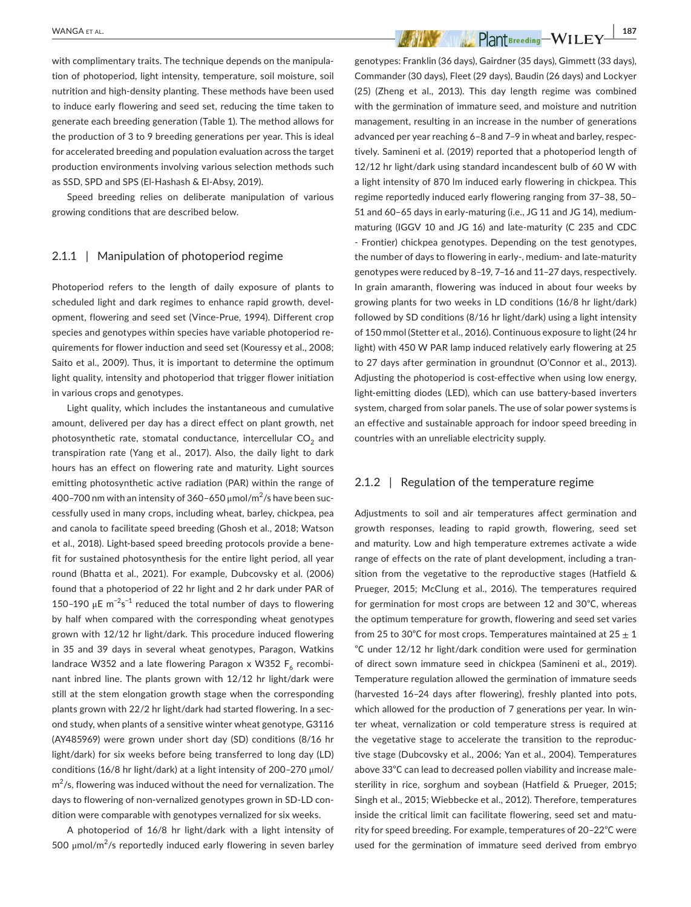with complimentary traits. The technique depends on the manipulation of photoperiod, light intensity, temperature, soil moisture, soil nutrition and high-density planting. These methods have been used to induce early flowering and seed set, reducing the time taken to generate each breeding generation (Table 1). The method allows for the production of 3 to 9 breeding generations per year. This is ideal for accelerated breeding and population evaluation across the target production environments involving various selection methods such as SSD, SPD and SPS (El-Hashash & El-Absy, 2019).

Speed breeding relies on deliberate manipulation of various growing conditions that are described below.

### 2.1.1 | Manipulation of photoperiod regime

Photoperiod refers to the length of daily exposure of plants to scheduled light and dark regimes to enhance rapid growth, development, flowering and seed set (Vince-Prue, 1994). Different crop species and genotypes within species have variable photoperiod requirements for flower induction and seed set (Kouressy et al., 2008; Saito et al., 2009). Thus, it is important to determine the optimum light quality, intensity and photoperiod that trigger flower initiation in various crops and genotypes.

Light quality, which includes the instantaneous and cumulative amount, delivered per day has a direct effect on plant growth, net photosynthetic rate, stomatal conductance, intercellular $CO_2$ and transpiration rate (Yang et al., 2017). Also, the daily light to dark hours has an effect on flowering rate and maturity. Light sources emitting photosynthetic active radiation (PAR) within the range of 400–700 nm with an intensity of 360–650 μmol/m$^2$/s have been successfully used in many crops, including wheat, barley, chickpea, pea and canola to facilitate speed breeding (Ghosh et al., 2018; Watson et al., 2018). Light-based speed breeding protocols provide a benefit for sustained photosynthesis for the entire light period, all year round (Bhatta et al., 2021). For example, Dubcovsky et al. (2006) found that a photoperiod of 22 hr light and 2 hr dark under PAR of 150–190 μE m$^{-2}$s$^{-1}$ reduced the total number of days to flowering by half when compared with the corresponding wheat genotypes grown with 12/12 hr light/dark. This procedure induced flowering in 35 and 39 days in several wheat genotypes, Paragon, Watkins landrace W352 and a late flowering Paragon x W352 $F_6$ recombinant inbred line. The plants grown with 12/12 hr light/dark were still at the stem elongation growth stage when the corresponding plants grown with 22/2 hr light/dark had started flowering. In a second study, when plants of a sensitive winter wheat genotype, G3116 (AY485969) were grown under short day (SD) conditions (8/16 hr light/dark) for six weeks before being transferred to long day (LD) conditions (16/8 hr light/dark) at a light intensity of 200–270 μmol/m$^2$/s, flowering was induced without the need for vernalization. The days to flowering of non-vernalized genotypes grown in SD-LD condition were comparable with genotypes vernalized for six weeks.

A photoperiod of 16/8 hr light/dark with a light intensity of 500 μmol/m$^2$/s reportedly induced early flowering in seven barley genotypes: Franklin (36 days), Gairdner (35 days), Gimmett (33 days), Commander (30 days), Fleet (29 days), Baudin (26 days) and Lockyer (25) (Zheng et al., 2013). This day length regime was combined with the germination of immature seed, and moisture and nutrition management, resulting in an increase in the number of generations advanced per year reaching 6–8 and 7–9 in wheat and barley, respectively. Samineni et al. (2019) reported that a photoperiod length of 12/12 hr light/dark using standard incandescent bulb of 60 W with a light intensity of 870 lm induced early flowering in chickpea. This regime reportedly induced early flowering ranging from 37–38, 50–51 and 60–65 days in early-maturing (i.e., JG 11 and JG 14), medium-maturing (IGGV 10 and JG 16) and late-maturity (C 235 and CDC - Frontier) chickpea genotypes. Depending on the test genotypes, the number of days to flowering in early-, medium- and late-maturity genotypes were reduced by 8–19, 7–16 and 11–27 days, respectively. In grain amaranth, flowering was induced in about four weeks by growing plants for two weeks in LD conditions (16/8 hr light/dark) followed by SD conditions (8/16 hr light/dark) using a light intensity of 150 mmol (Stetter et al., 2016). Continuous exposure to light (24 hr light) with 450 W PAR lamp induced relatively early flowering at 25 to 27 days after germination in groundnut (O'Connor et al., 2013). Adjusting the photoperiod is cost-effective when using low energy, light-emitting diodes (LED), which can use battery-based inverters system, charged from solar panels. The use of solar power systems is an effective and sustainable approach for indoor speed breeding in countries with an unreliable electricity supply.

### 2.1.2 | Regulation of the temperature regime

Adjustments to soil and air temperatures affect germination and growth responses, leading to rapid growth, flowering, seed set and maturity. Low and high temperature extremes activate a wide range of effects on the rate of plant development, including a transition from the vegetative to the reproductive stages (Hatfield & Prueger, 2015; McClung et al., 2016). The temperatures required for germination for most crops are between 12 and 30°C, whereas the optimum temperature for growth, flowering and seed set varies from 25 to 30°C for most crops. Temperatures maintained at 25 ± 1 °C under 12/12 hr light/dark condition were used for germination of direct sown immature seed in chickpea (Samineni et al., 2019). Temperature regulation allowed the germination of immature seeds (harvested 16–24 days after flowering), freshly planted into pots, which allowed for the production of 7 generations per year. In winter wheat, vernalization or cold temperature stress is required at the vegetative stage to accelerate the transition to the reproductive stage (Dubcovsky et al., 2006; Yan et al., 2004). Temperatures above 33°C can lead to decreased pollen viability and increase male-sterility in rice, sorghum and soybean (Hatfield & Prueger, 2015; Singh et al., 2015; Wiebbecke et al., 2012). Therefore, temperatures inside the critical limit can facilitate flowering, seed set and maturity for speed breeding. For example, temperatures of 20–22°C were used for the germination of immature seed derived from embryo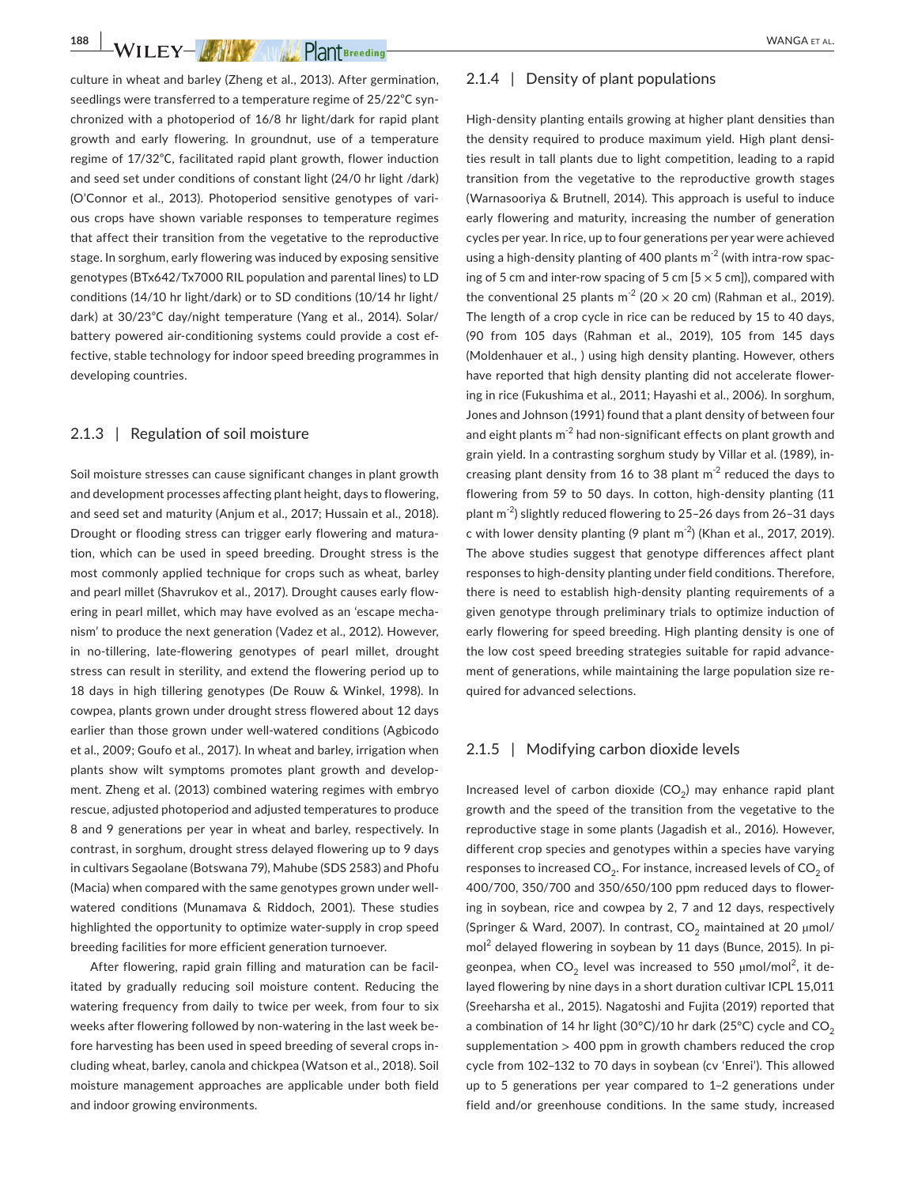culture in wheat and barley (Zheng et al., 2013). After germination, seedlings were transferred to a temperature regime of 25/22°C synchronized with a photoperiod of 16/8 hr light/dark for rapid plant growth and early flowering. In groundnut, use of a temperature regime of 17/32°C, facilitated rapid plant growth, flower induction and seed set under conditions of constant light (24/0 hr light /dark) (O'Connor et al., 2013). Photoperiod sensitive genotypes of various crops have shown variable responses to temperature regimes that affect their transition from the vegetative to the reproductive stage. In sorghum, early flowering was induced by exposing sensitive genotypes (BTx642/Tx7000 RIL population and parental lines) to LD conditions (14/10 hr light/dark) or to SD conditions (10/14 hr light/dark) at 30/23°C day/night temperature (Yang et al., 2014). Solar/battery powered air-conditioning systems could provide a cost effective, stable technology for indoor speed breeding programmes in developing countries.

### 2.1.3 | Regulation of soil moisture

Soil moisture stresses can cause significant changes in plant growth and development processes affecting plant height, days to flowering, and seed set and maturity (Anjum et al., 2017; Hussain et al., 2018). Drought or flooding stress can trigger early flowering and maturation, which can be used in speed breeding. Drought stress is the most commonly applied technique for crops such as wheat, barley and pearl millet (Shavrukov et al., 2017). Drought causes early flowering in pearl millet, which may have evolved as an 'escape mechanism' to produce the next generation (Vadez et al., 2012). However, in no-tillering, late-flowering genotypes of pearl millet, drought stress can result in sterility, and extend the flowering period up to 18 days in high tillering genotypes (De Rouw & Winkel, 1998). In cowpea, plants grown under drought stress flowered about 12 days earlier than those grown under well-watered conditions (Agbicodo et al., 2009; Goufo et al., 2017). In wheat and barley, irrigation when plants show wilt symptoms promotes plant growth and development. Zheng et al. (2013) combined watering regimes with embryo rescue, adjusted photoperiod and adjusted temperatures to produce 8 and 9 generations per year in wheat and barley, respectively. In contrast, in sorghum, drought stress delayed flowering up to 9 days in cultivars Segaolane (Botswana 79), Mahube (SDS 2583) and Phofu (Macia) when compared with the same genotypes grown under well-watered conditions (Munamava & Riddoch, 2001). These studies highlighted the opportunity to optimize water-supply in crop speed breeding facilities for more efficient generation turnover.

After flowering, rapid grain filling and maturation can be facilitated by gradually reducing soil moisture content. Reducing the watering frequency from daily to twice per week, from four to six weeks after flowering followed by non-watering in the last week before harvesting has been used in speed breeding of several crops including wheat, barley, canola and chickpea (Watson et al., 2018). Soil moisture management approaches are applicable under both field and indoor growing environments.

### 2.1.4 | Density of plant populations

High-density planting entails growing at higher plant densities than the density required to produce maximum yield. High plant densities result in tall plants due to light competition, leading to a rapid transition from the vegetative to the reproductive growth stages (Warnasooriya & Brutnell, 2014). This approach is useful to induce early flowering and maturity, increasing the number of generation cycles per year. In rice, up to four generations per year were achieved using a high-density planting of 400 plants m$^{-2}$ (with intra-row spacing of 5 cm and inter-row spacing of 5 cm [5 × 5 cm]), compared with the conventional 25 plants m$^{-2}$ (20 × 20 cm) (Rahman et al., 2019). The length of a crop cycle in rice can be reduced by 15 to 40 days, (90 from 105 days (Rahman et al., 2019), 105 from 145 days (Moldenhauer et al., ) using high density planting. However, others have reported that high density planting did not accelerate flowering in rice (Fukushima et al., 2011; Hayashi et al., 2006). In sorghum, Jones and Johnson (1991) found that a plant density of between four and eight plants m$^{-2}$ had non-significant effects on plant growth and grain yield. In a contrasting sorghum study by Villar et al. (1989), increasing plant density from 16 to 38 plant m$^{-2}$ reduced the days to flowering from 59 to 50 days. In cotton, high-density planting (11 plant m$^{-2}$) slightly reduced flowering to 25–26 days from 26–31 days c with lower density planting (9 plant m$^{-2}$) (Khan et al., 2017, 2019). The above studies suggest that genotype differences affect plant responses to high-density planting under field conditions. Therefore, there is need to establish high-density planting requirements of a given genotype through preliminary trials to optimize induction of early flowering for speed breeding. High planting density is one of the low cost speed breeding strategies suitable for rapid advancement of generations, while maintaining the large population size required for advanced selections.

### 2.1.5 | Modifying carbon dioxide levels

Increased level of carbon dioxide ($CO_2$) may enhance rapid plant growth and the speed of the transition from the vegetative to the reproductive stage in some plants (Jagadish et al., 2016). However, different crop species and genotypes within a species have varying responses to increased $CO_2$. For instance, increased levels of $CO_2$ of 400/700, 350/700 and 350/650/100 ppm reduced days to flowering in soybean, rice and cowpea by 2, 7 and 12 days, respectively (Springer & Ward, 2007). In contrast, $CO_2$ maintained at 20 µmol/mol$^2$ delayed flowering in soybean by 11 days (Bunce, 2015). In pigeonpea, when $CO_2$ level was increased to 550 µmol/mol$^2$, it delayed flowering by nine days in a short duration cultivar ICPL 15,011 (Sreeharsha et al., 2015). Nagatoshi and Fujita (2019) reported that a combination of 14 hr light (30°C)/10 hr dark (25°C) cycle and $CO_2$ supplementation > 400 ppm in growth chambers reduced the crop cycle from 102–132 to 70 days in soybean (cv 'Enrei'). This allowed up to 5 generations per year compared to 1–2 generations under field and/or greenhouse conditions. In the same study, increased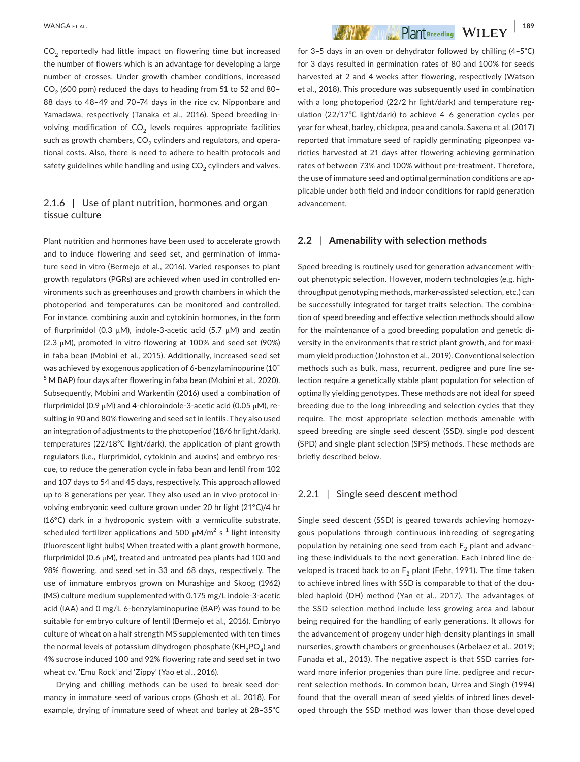$CO_2$ reportedly had little impact on flowering time but increased the number of flowers which is an advantage for developing a large number of crosses. Under growth chamber conditions, increased $CO_2$ (600 ppm) reduced the days to heading from 51 to 52 and 80–88 days to 48–49 and 70–74 days in the rice cv. Nipponbare and Yamadawa, respectively (Tanaka et al., 2016). Speed breeding involving modification of $CO_2$ levels requires appropriate facilities such as growth chambers, $CO_2$ cylinders and regulators, and operational costs. Also, there is need to adhere to health protocols and safety guidelines while handling and using $CO_2$ cylinders and valves.

### 2.1.6 | Use of plant nutrition, hormones and organ tissue culture

Plant nutrition and hormones have been used to accelerate growth and to induce flowering and seed set, and germination of immature seed in vitro (Bermejo et al., 2016). Varied responses to plant growth regulators (PGRs) are achieved when used in controlled environments such as greenhouses and growth chambers in which the photoperiod and temperatures can be monitored and controlled. For instance, combining auxin and cytokinin hormones, in the form of flurprimidol (0.3 μM), indole-3-acetic acid (5.7 μM) and zeatin (2.3 μM), promoted in vitro flowering at 100% and seed set (90%) in faba bean (Mobini et al., 2015). Additionally, increased seed set was achieved by exogenous application of 6-benzylaminopurine ($10^{-5}$ M BAP) four days after flowering in faba bean (Mobini et al., 2020). Subsequently, Mobini and Warkentin (2016) used a combination of flurprimidol (0.9 μM) and 4-chloroindole-3-acetic acid (0.05 μM), resulting in 90 and 80% flowering and seed set in lentils. They also used an integration of adjustments to the photoperiod (18/6 hr light/dark), temperatures (22/18°C light/dark), the application of plant growth regulators (i.e., flurprimidol, cytokinin and auxins) and embryo rescue, to reduce the generation cycle in faba bean and lentil from 102 and 107 days to 54 and 45 days, respectively. This approach allowed up to 8 generations per year. They also used an in vivo protocol involving embryonic seed culture grown under 20 hr light (21°C)/4 hr (16°C) dark in a hydroponic system with a vermiculite substrate, scheduled fertilizer applications and 500 $\mu M/m^2\ s^{-1}$ light intensity (fluorescent light bulbs) When treated with a plant growth hormone, flurprimidol (0.6 μM), treated and untreated pea plants had 100 and 98% flowering, and seed set in 33 and 68 days, respectively. The use of immature embryos grown on Murashige and Skoog (1962) (MS) culture medium supplemented with 0.175 mg/L indole-3-acetic acid (IAA) and 0 mg/L 6-benzylaminopurine (BAP) was found to be suitable for embryo culture of lentil (Bermejo et al., 2016). Embryo culture of wheat on a half strength MS supplemented with ten times the normal levels of potassium dihydrogen phosphate ($KH_2PO_4$) and 4% sucrose induced 100 and 92% flowering rate and seed set in two wheat cv. 'Emu Rock' and 'Zippy' (Yao et al., 2016).

Drying and chilling methods can be used to break seed dormancy in immature seed of various crops (Ghosh et al., 2018). For example, drying of immature seed of wheat and barley at 28–35°C for 3–5 days in an oven or dehydrator followed by chilling (4–5°C) for 3 days resulted in germination rates of 80 and 100% for seeds harvested at 2 and 4 weeks after flowering, respectively (Watson et al., 2018). This procedure was subsequently used in combination with a long photoperiod (22/2 hr light/dark) and temperature regulation (22/17°C light/dark) to achieve 4–6 generation cycles per year for wheat, barley, chickpea, pea and canola. Saxena et al. (2017) reported that immature seed of rapidly germinating pigeonpea varieties harvested at 21 days after flowering achieving germination rates of between 73% and 100% without pre-treatment. Therefore, the use of immature seed and optimal germination conditions are applicable under both field and indoor conditions for rapid generation advancement.

## 2.2 | Amenability with selection methods

Speed breeding is routinely used for generation advancement without phenotypic selection. However, modern technologies (e.g. high-throughput genotyping methods, marker-assisted selection, etc.) can be successfully integrated for target traits selection. The combination of speed breeding and effective selection methods should allow for the maintenance of a good breeding population and genetic diversity in the environments that restrict plant growth, and for maximum yield production (Johnston et al., 2019). Conventional selection methods such as bulk, mass, recurrent, pedigree and pure line selection require a genetically stable plant population for selection of optimally yielding genotypes. These methods are not ideal for speed breeding due to the long inbreeding and selection cycles that they require. The most appropriate selection methods amenable with speed breeding are single seed descent (SSD), single pod descent (SPD) and single plant selection (SPS) methods. These methods are briefly described below.

### 2.2.1 | Single seed descent method

Single seed descent (SSD) is geared towards achieving homozygous populations through continuous inbreeding of segregating population by retaining one seed from each $F_2$ plant and advancing these individuals to the next generation. Each inbred line developed is traced back to an $F_2$ plant (Fehr, 1991). The time taken to achieve inbred lines with SSD is comparable to that of the doubled haploid (DH) method (Yan et al., 2017). The advantages of the SSD selection method include less growing area and labour being required for the handling of early generations. It allows for the advancement of progeny under high-density plantings in small nurseries, growth chambers or greenhouses (Arbelaez et al., 2019; Funada et al., 2013). The negative aspect is that SSD carries forward more inferior progenies than pure line, pedigree and recurrent selection methods. In common bean, Urrea and Singh (1994) found that the overall mean of seed yields of inbred lines developed through the SSD method was lower than those developed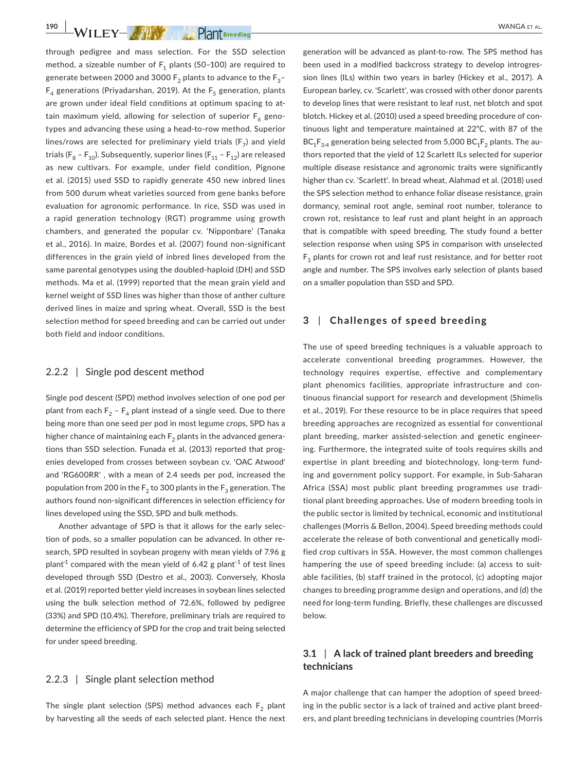through pedigree and mass selection. For the SSD selection method, a sizeable number of $F_1$ plants (50–100) are required to generate between 2000 and 3000 $F_2$ plants to advance to the $F_3$–$F_4$ generations (Priyadarshan, 2019). At the $F_5$ generation, plants are grown under ideal field conditions at optimum spacing to attain maximum yield, allowing for selection of superior $F_6$ genotypes and advancing these using a head-to-row method. Superior lines/rows are selected for preliminary yield trials ($F_7$) and yield trials ($F_8$ – $F_{10}$). Subsequently, superior lines ($F_{11}$ – $F_{12}$) are released as new cultivars. For example, under field condition, Pignone et al. (2015) used SSD to rapidly generate 450 new inbred lines from 500 durum wheat varieties sourced from gene banks before evaluation for agronomic performance. In rice, SSD was used in a rapid generation technology (RGT) programme using growth chambers, and generated the popular cv. 'Nipponbare' (Tanaka et al., 2016). In maize, Bordes et al. (2007) found non-significant differences in the grain yield of inbred lines developed from the same parental genotypes using the doubled-haploid (DH) and SSD methods. Ma et al. (1999) reported that the mean grain yield and kernel weight of SSD lines was higher than those of anther culture derived lines in maize and spring wheat. Overall, SSD is the best selection method for speed breeding and can be carried out under both field and indoor conditions.

### 2.2.2 | Single pod descent method

Single pod descent (SPD) method involves selection of one pod per plant from each $F_2$ – $F_4$ plant instead of a single seed. Due to there being more than one seed per pod in most legume crops, SPD has a higher chance of maintaining each $F_2$ plants in the advanced generations than SSD selection. Funada et al. (2013) reported that progenies developed from crosses between soybean cv. 'OAC Atwood' and 'RG600RR' , with a mean of 2.4 seeds per pod, increased the population from 200 in the $F_2$ to 300 plants in the $F_3$ generation. The authors found non-significant differences in selection efficiency for lines developed using the SSD, SPD and bulk methods.

Another advantage of SPD is that it allows for the early selection of pods, so a smaller population can be advanced. In other research, SPD resulted in soybean progeny with mean yields of 7.96 g plant$^{-1}$ compared with the mean yield of 6.42 g plant$^{-1}$ of test lines developed through SSD (Destro et al., 2003). Conversely, Khosla et al. (2019) reported better yield increases in soybean lines selected using the bulk selection method of 72.6%, followed by pedigree (33%) and SPD (10.4%). Therefore, preliminary trials are required to determine the efficiency of SPD for the crop and trait being selected for under speed breeding.

### 2.2.3 | Single plant selection method

The single plant selection (SPS) method advances each $F_2$ plant by harvesting all the seeds of each selected plant. Hence the next generation will be advanced as plant-to-row. The SPS method has been used in a modified backcross strategy to develop introgression lines (ILs) within two years in barley (Hickey et al., 2017). A European barley, cv. 'Scarlett', was crossed with other donor parents to develop lines that were resistant to leaf rust, net blotch and spot blotch. Hickey et al. (2010) used a speed breeding procedure of continuous light and temperature maintained at 22°C, with 87 of the $BC_1F_{3:4}$ generation being selected from 5,000 $BC_1F_2$ plants. The authors reported that the yield of 12 Scarlett ILs selected for superior multiple disease resistance and agronomic traits were significantly higher than cv. 'Scarlett'. In bread wheat, Alahmad et al. (2018) used the SPS selection method to enhance foliar disease resistance, grain dormancy, seminal root angle, seminal root number, tolerance to crown rot, resistance to leaf rust and plant height in an approach that is compatible with speed breeding. The study found a better selection response when using SPS in comparison with unselected $F_3$ plants for crown rot and leaf rust resistance, and for better root angle and number. The SPS involves early selection of plants based on a smaller population than SSD and SPD.

## 3 | Challenges of speed breeding

The use of speed breeding techniques is a valuable approach to accelerate conventional breeding programmes. However, the technology requires expertise, effective and complementary plant phenomics facilities, appropriate infrastructure and continuous financial support for research and development (Shimelis et al., 2019). For these resource to be in place requires that speed breeding approaches are recognized as essential for conventional plant breeding, marker assisted-selection and genetic engineering. Furthermore, the integrated suite of tools requires skills and expertise in plant breeding and biotechnology, long-term funding and government policy support. For example, in Sub-Saharan Africa (SSA) most public plant breeding programmes use traditional plant breeding approaches. Use of modern breeding tools in the public sector is limited by technical, economic and institutional challenges (Morris & Bellon, 2004). Speed breeding methods could accelerate the release of both conventional and genetically modified crop cultivars in SSA. However, the most common challenges hampering the use of speed breeding include: (a) access to suitable facilities, (b) staff trained in the protocol, (c) adopting major changes to breeding programme design and operations, and (d) the need for long-term funding. Briefly, these challenges are discussed below.

### 3.1 | A lack of trained plant breeders and breeding technicians

A major challenge that can hamper the adoption of speed breeding in the public sector is a lack of trained and active plant breeders, and plant breeding technicians in developing countries (Morris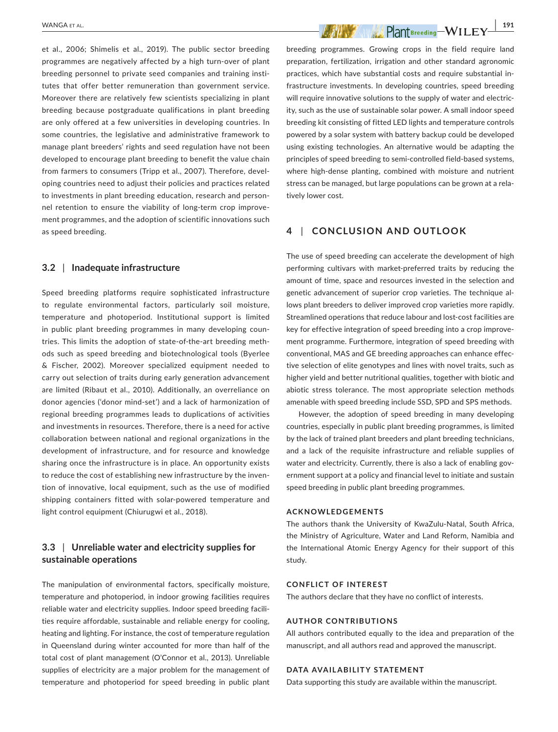et al., 2006; Shimelis et al., 2019). The public sector breeding programmes are negatively affected by a high turn-over of plant breeding personnel to private seed companies and training institutes that offer better remuneration than government service. Moreover there are relatively few scientists specializing in plant breeding because postgraduate qualifications in plant breeding are only offered at a few universities in developing countries. In some countries, the legislative and administrative framework to manage plant breeders' rights and seed regulation have not been developed to encourage plant breeding to benefit the value chain from farmers to consumers (Tripp et al., 2007). Therefore, developing countries need to adjust their policies and practices related to investments in plant breeding education, research and personnel retention to ensure the viability of long-term crop improvement programmes, and the adoption of scientific innovations such as speed breeding.

### 3.2 | Inadequate infrastructure

Speed breeding platforms require sophisticated infrastructure to regulate environmental factors, particularly soil moisture, temperature and photoperiod. Institutional support is limited in public plant breeding programmes in many developing countries. This limits the adoption of state-of-the-art breeding methods such as speed breeding and biotechnological tools (Byerlee & Fischer, 2002). Moreover specialized equipment needed to carry out selection of traits during early generation advancement are limited (Ribaut et al., 2010). Additionally, an overreliance on donor agencies ('donor mind-set') and a lack of harmonization of regional breeding programmes leads to duplications of activities and investments in resources. Therefore, there is a need for active collaboration between national and regional organizations in the development of infrastructure, and for resource and knowledge sharing once the infrastructure is in place. An opportunity exists to reduce the cost of establishing new infrastructure by the invention of innovative, local equipment, such as the use of modified shipping containers fitted with solar-powered temperature and light control equipment (Chiurugwi et al., 2018).

### 3.3 | Unreliable water and electricity supplies for sustainable operations

The manipulation of environmental factors, specifically moisture, temperature and photoperiod, in indoor growing facilities requires reliable water and electricity supplies. Indoor speed breeding facilities require affordable, sustainable and reliable energy for cooling, heating and lighting. For instance, the cost of temperature regulation in Queensland during winter accounted for more than half of the total cost of plant management (O'Connor et al., 2013). Unreliable supplies of electricity are a major problem for the management of temperature and photoperiod for speed breeding in public plant breeding programmes. Growing crops in the field require land preparation, fertilization, irrigation and other standard agronomic practices, which have substantial costs and require substantial infrastructure investments. In developing countries, speed breeding will require innovative solutions to the supply of water and electricity, such as the use of sustainable solar power. A small indoor speed breeding kit consisting of fitted LED lights and temperature controls powered by a solar system with battery backup could be developed using existing technologies. An alternative would be adapting the principles of speed breeding to semi-controlled field-based systems, where high-dense planting, combined with moisture and nutrient stress can be managed, but large populations can be grown at a relatively lower cost.

## 4 | CONCLUSION AND OUTLOOK

The use of speed breeding can accelerate the development of high performing cultivars with market-preferred traits by reducing the amount of time, space and resources invested in the selection and genetic advancement of superior crop varieties. The technique allows plant breeders to deliver improved crop varieties more rapidly. Streamlined operations that reduce labour and lost-cost facilities are key for effective integration of speed breeding into a crop improvement programme. Furthermore, integration of speed breeding with conventional, MAS and GE breeding approaches can enhance effective selection of elite genotypes and lines with novel traits, such as higher yield and better nutritional qualities, together with biotic and abiotic stress tolerance. The most appropriate selection methods amenable with speed breeding include SSD, SPD and SPS methods.

However, the adoption of speed breeding in many developing countries, especially in public plant breeding programmes, is limited by the lack of trained plant breeders and plant breeding technicians, and a lack of the requisite infrastructure and reliable supplies of water and electricity. Currently, there is also a lack of enabling government support at a policy and financial level to initiate and sustain speed breeding in public plant breeding programmes.

### ACKNOWLEDGEMENTS

The authors thank the University of KwaZulu-Natal, South Africa, the Ministry of Agriculture, Water and Land Reform, Namibia and the International Atomic Energy Agency for their support of this study.

### CONFLICT OF INTEREST

The authors declare that they have no conflict of interests.

### AUTHOR CONTRIBUTIONS

All authors contributed equally to the idea and preparation of the manuscript, and all authors read and approved the manuscript.

### DATA AVAILABILITY STATEMENT

Data supporting this study are available within the manuscript.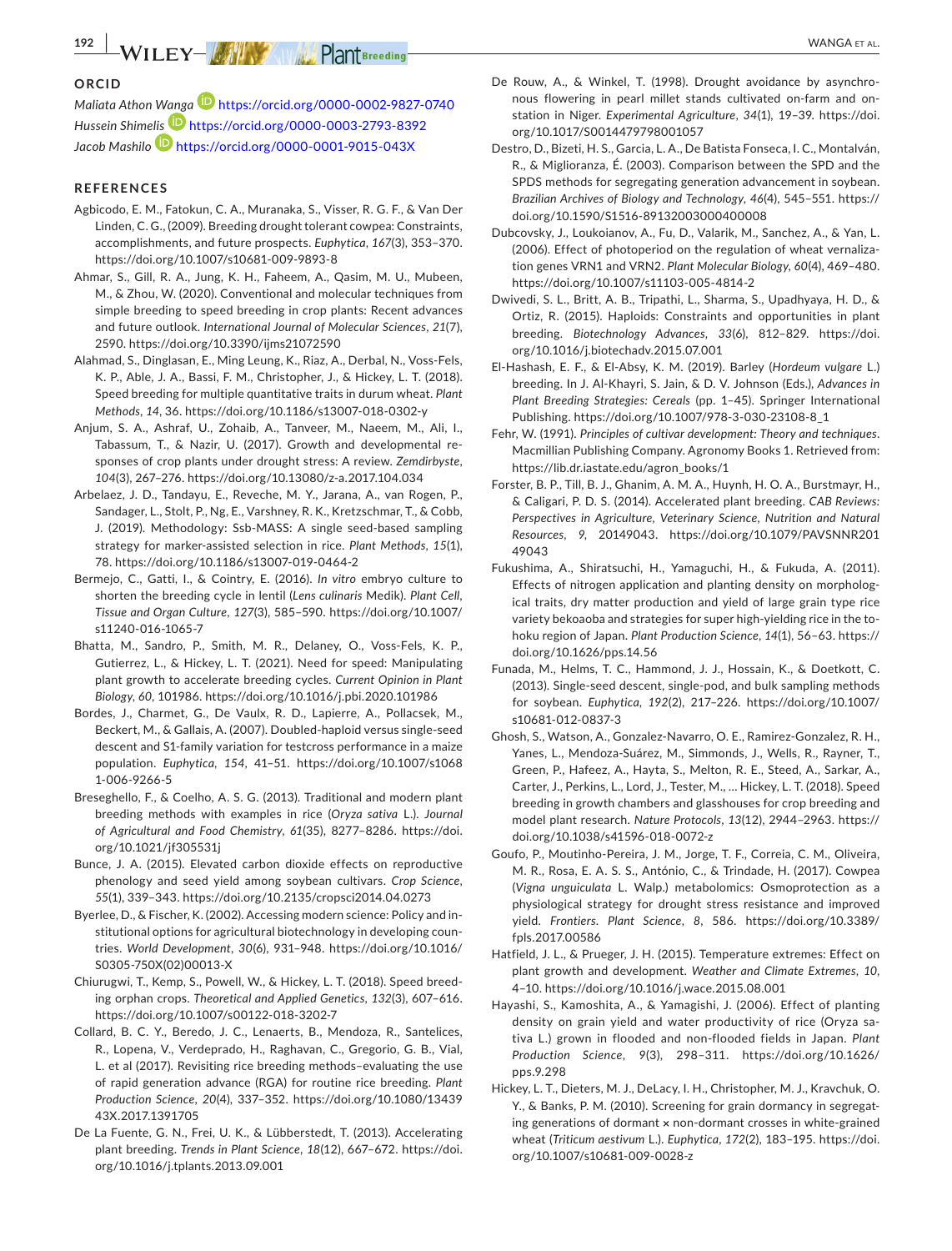## ORCID

*Maliata Athon Wanga* https://orcid.org/0000-0002-9827-0740
*Hussein Shimelis* https://orcid.org/0000-0003-2793-8392
*Jacob Mashilo* https://orcid.org/0000-0001-9015-043X

## REFERENCES

Agbicodo, E. M., Fatokun, C. A., Muranaka, S., Visser, R. G. F., & Van Der Linden, C. G., (2009). Breeding drought tolerant cowpea: Constraints, accomplishments, and future prospects. *Euphytica*, *167*(3), 353–370. https://doi.org/10.1007/s10681-009-9893-8

Ahmar, S., Gill, R. A., Jung, K. H., Faheem, A., Qasim, M. U., Mubeen, M., & Zhou, W. (2020). Conventional and molecular techniques from simple breeding to speed breeding in crop plants: Recent advances and future outlook. *International Journal of Molecular Sciences*, *21*(7), 2590. https://doi.org/10.3390/ijms21072590

Alahmad, S., Dinglasan, E., Ming Leung, K., Riaz, A., Derbal, N., Voss-Fels, K. P., Able, J. A., Bassi, F. M., Christopher, J., & Hickey, L. T. (2018). Speed breeding for multiple quantitative traits in durum wheat. *Plant Methods*, *14*, 36. https://doi.org/10.1186/s13007-018-0302-y

Anjum, S. A., Ashraf, U., Zohaib, A., Tanveer, M., Naeem, M., Ali, I., Tabassum, T., & Nazir, U. (2017). Growth and developmental responses of crop plants under drought stress: A review. *Zemdirbyste*, *104*(3), 267–276. https://doi.org/10.13080/z-a.2017.104.034

Arbelaez, J. D., Tandayu, E., Reveche, M. Y., Jarana, A., van Rogen, P., Sandager, L., Stolt, P., Ng, E., Varshney, R. K., Kretzschmar, T., & Cobb, J. (2019). Methodology: Ssb-MASS: A single seed-based sampling strategy for marker-assisted selection in rice. *Plant Methods*, *15*(1), 78. https://doi.org/10.1186/s13007-019-0464-2

Bermejo, C., Gatti, I., & Cointry, E. (2016). *In vitro* embryo culture to shorten the breeding cycle in lentil (*Lens culinaris* Medik). *Plant Cell, Tissue and Organ Culture*, *127*(3), 585–590. https://doi.org/10.1007/s11240-016-1065-7

Bhatta, M., Sandro, P., Smith, M. R., Delaney, O., Voss-Fels, K. P., Gutierrez, L., & Hickey, L. T. (2021). Need for speed: Manipulating plant growth to accelerate breeding cycles. *Current Opinion in Plant Biology*, *60*, 101986. https://doi.org/10.1016/j.pbi.2020.101986

Bordes, J., Charmet, G., De Vaulx, R. D., Lapierre, A., Pollacsek, M., Beckert, M., & Gallais, A. (2007). Doubled-haploid versus single-seed descent and S1-family variation for testcross performance in a maize population. *Euphytica*, *154*, 41–51. https://doi.org/10.1007/s10681-006-9266-5

Breseghello, F., & Coelho, A. S. G. (2013). Traditional and modern plant breeding methods with examples in rice (*Oryza sativa* L.). *Journal of Agricultural and Food Chemistry*, *61*(35), 8277–8286. https://doi.org/10.1021/jf305531j

Bunce, J. A. (2015). Elevated carbon dioxide effects on reproductive phenology and seed yield among soybean cultivars. *Crop Science*, *55*(1), 339–343. https://doi.org/10.2135/cropsci2014.04.0273

Byerlee, D., & Fischer, K. (2002). Accessing modern science: Policy and institutional options for agricultural biotechnology in developing countries. *World Development*, *30*(6), 931–948. https://doi.org/10.1016/S0305-750X(02)00013-X

Chiurugwi, T., Kemp, S., Powell, W., & Hickey, L. T. (2018). Speed breeding orphan crops. *Theoretical and Applied Genetics*, *132*(3), 607–616. https://doi.org/10.1007/s00122-018-3202-7

Collard, B. C. Y., Beredo, J. C., Lenaerts, B., Mendoza, R., Santelices, R., Lopena, V., Verdeprado, H., Raghavan, C., Gregorio, G. B., Vial, L. et al (2017). Revisiting rice breeding methods–evaluating the use of rapid generation advance (RGA) for routine rice breeding. *Plant Production Science*, *20*(4), 337–352. https://doi.org/10.1080/1343943X.2017.1391705

De La Fuente, G. N., Frei, U. K., & Lübberstedt, T. (2013). Accelerating plant breeding. *Trends in Plant Science*, *18*(12), 667–672. https://doi.org/10.1016/j.tplants.2013.09.001

De Rouw, A., & Winkel, T. (1998). Drought avoidance by asynchronous flowering in pearl millet stands cultivated on-farm and on-station in Niger. *Experimental Agriculture*, *34*(1), 19–39. https://doi.org/10.1017/S0014479798001057

Destro, D., Bizeti, H. S., Garcia, L. A., De Batista Fonseca, I. C., Montalván, R., & Miglioranza, É. (2003). Comparison between the SPD and the SPDS methods for segregating generation advancement in soybean. *Brazilian Archives of Biology and Technology*, *46*(4), 545–551. https://doi.org/10.1590/S1516-89132003000400008

Dubcovsky, J., Loukoianov, A., Fu, D., Valarik, M., Sanchez, A., & Yan, L. (2006). Effect of photoperiod on the regulation of wheat vernalization genes VRN1 and VRN2. *Plant Molecular Biology*, *60*(4), 469–480. https://doi.org/10.1007/s11103-005-4814-2

Dwivedi, S. L., Britt, A. B., Tripathi, L., Sharma, S., Upadhyaya, H. D., & Ortiz, R. (2015). Haploids: Constraints and opportunities in plant breeding. *Biotechnology Advances*, *33*(6), 812–829. https://doi.org/10.1016/j.biotechadv.2015.07.001

El-Hashash, E. F., & El-Absy, K. M. (2019). Barley (*Hordeum vulgare* L.) breeding. In J. Al-Khayri, S. Jain, & D. V. Johnson (Eds.), *Advances in Plant Breeding Strategies: Cereals* (pp. 1–45). Springer International Publishing. https://doi.org/10.1007/978-3-030-23108-8_1

Fehr, W. (1991). *Principles of cultivar development: Theory and techniques*. Macmillian Publishing Company. Agronomy Books 1. Retrieved from: https://lib.dr.iastate.edu/agron_books/1

Forster, B. P., Till, B. J., Ghanim, A. M. A., Huynh, H. O. A., Burstmayr, H., & Caligari, P. D. S. (2014). Accelerated plant breeding. *CAB Reviews: Perspectives in Agriculture, Veterinary Science, Nutrition and Natural Resources*, *9*, 20149043. https://doi.org/10.1079/PAVSNNR20149043

Fukushima, A., Shiratsuchi, H., Yamaguchi, H., & Fukuda, A. (2011). Effects of nitrogen application and planting density on morphological traits, dry matter production and yield of large grain type rice variety bekoaoba and strategies for super high-yielding rice in the tohoku region of Japan. *Plant Production Science*, *14*(1), 56–63. https://doi.org/10.1626/pps.14.56

Funada, M., Helms, T. C., Hammond, J. J., Hossain, K., & Doetkott, C. (2013). Single-seed descent, single-pod, and bulk sampling methods for soybean. *Euphytica*, *192*(2), 217–226. https://doi.org/10.1007/s10681-012-0837-3

Ghosh, S., Watson, A., Gonzalez-Navarro, O. E., Ramirez-Gonzalez, R. H., Yanes, L., Mendoza-Suárez, M., Simmonds, J., Wells, R., Rayner, T., Green, P., Hafeez, A., Hayta, S., Melton, R. E., Steed, A., Sarkar, A., Carter, J., Perkins, L., Lord, J., Tester, M., … Hickey, L. T. (2018). Speed breeding in growth chambers and glasshouses for crop breeding and model plant research. *Nature Protocols*, *13*(12), 2944–2963. https://doi.org/10.1038/s41596-018-0072-z

Goufo, P., Moutinho-Pereira, J. M., Jorge, T. F., Correia, C. M., Oliveira, M. R., Rosa, E. A. S. S., António, C., & Trindade, H. (2017). Cowpea (*Vigna unguiculata* L. Walp.) metabolomics: Osmoprotection as a physiological strategy for drought stress resistance and improved yield. *Frontiers. Plant Science*, *8*, 586. https://doi.org/10.3389/fpls.2017.00586

Hatfield, J. L., & Prueger, J. H. (2015). Temperature extremes: Effect on plant growth and development. *Weather and Climate Extremes*, *10*, 4–10. https://doi.org/10.1016/j.wace.2015.08.001

Hayashi, S., Kamoshita, A., & Yamagishi, J. (2006). Effect of planting density on grain yield and water productivity of rice (Oryza sativa L.) grown in flooded and non-flooded fields in Japan. *Plant Production Science*, *9*(3), 298–311. https://doi.org/10.1626/pps.9.298

Hickey, L. T., Dieters, M. J., DeLacy, I. H., Christopher, M. J., Kravchuk, O. Y., & Banks, P. M. (2010). Screening for grain dormancy in segregating generations of dormant × non-dormant crosses in white-grained wheat (*Triticum aestivum* L.). *Euphytica*, *172*(2), 183–195. https://doi.org/10.1007/s10681-009-0028-z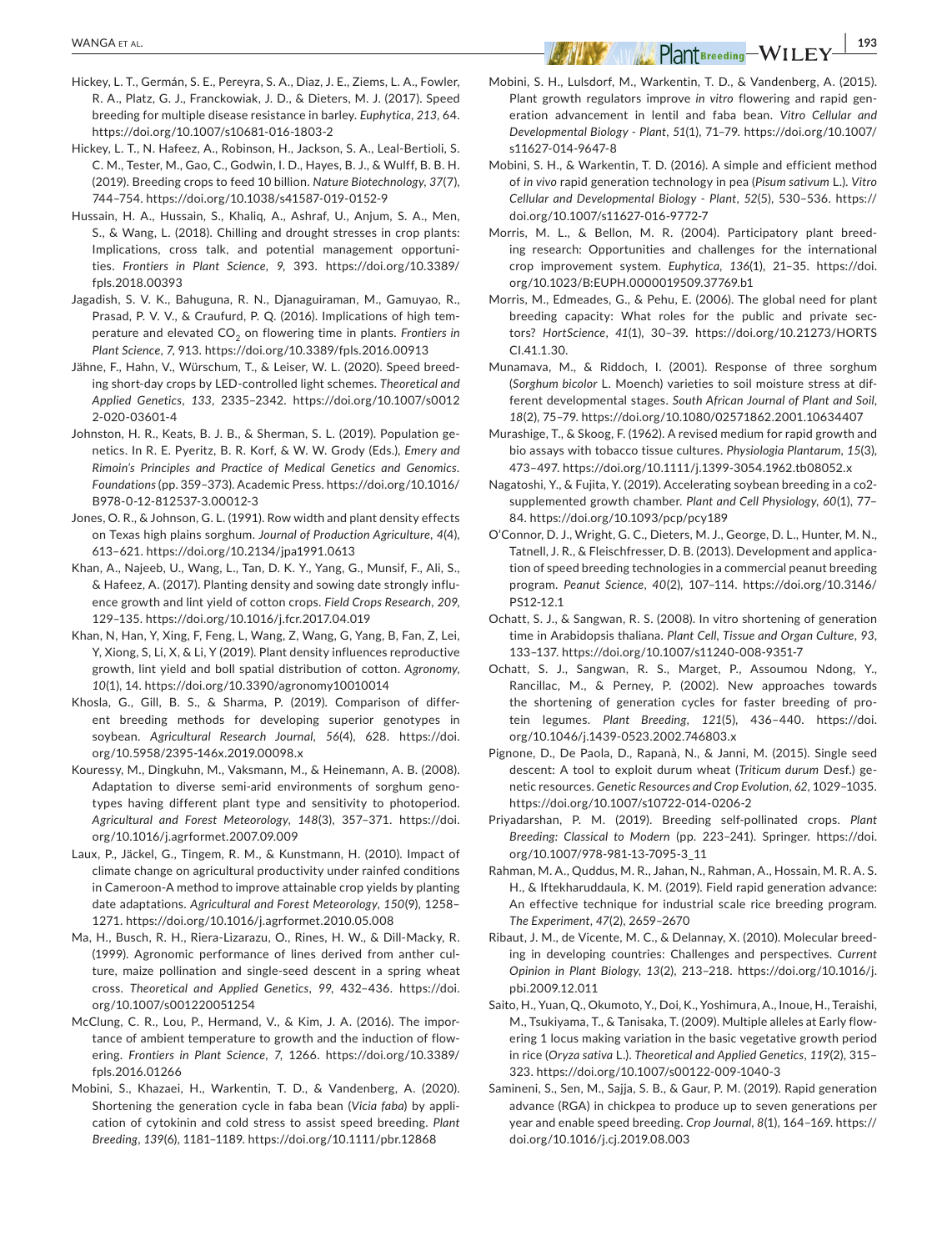Hickey, L. T., Germán, S. E., Pereyra, S. A., Diaz, J. E., Ziems, L. A., Fowler, R. A., Platz, G. J., Franckowiak, J. D., & Dieters, M. J. (2017). Speed breeding for multiple disease resistance in barley. *Euphytica*, *213*, 64. https://doi.org/10.1007/s10681-016-1803-2

Hickey, L. T., N. Hafeez, A., Robinson, H., Jackson, S. A., Leal-Bertioli, S. C. M., Tester, M., Gao, C., Godwin, I. D., Hayes, B. J., & Wulff, B. B. H. (2019). Breeding crops to feed 10 billion. *Nature Biotechnology*, *37*(7), 744–754. https://doi.org/10.1038/s41587-019-0152-9

Hussain, H. A., Hussain, S., Khaliq, A., Ashraf, U., Anjum, S. A., Men, S., & Wang, L. (2018). Chilling and drought stresses in crop plants: Implications, cross talk, and potential management opportunities. *Frontiers in Plant Science*, *9*, 393. https://doi.org/10.3389/fpls.2018.00393

Jagadish, S. V. K., Bahuguna, R. N., Djanaguiraman, M., Gamuyao, R., Prasad, P. V. V., & Craufurd, P. Q. (2016). Implications of high temperature and elevated $CO_2$ on flowering time in plants. *Frontiers in Plant Science*, *7*, 913. https://doi.org/10.3389/fpls.2016.00913

Jähne, F., Hahn, V., Würschum, T., & Leiser, W. L. (2020). Speed breeding short-day crops by LED-controlled light schemes. *Theoretical and Applied Genetics*, *133*, 2335–2342. https://doi.org/10.1007/s00122-020-03601-4

Johnston, H. R., Keats, B. J. B., & Sherman, S. L. (2019). Population genetics. In R. E. Pyeritz, B. R. Korf, & W. W. Grody (Eds.), *Emery and Rimoin's Principles and Practice of Medical Genetics and Genomics. Foundations* (pp. 359–373). Academic Press. https://doi.org/10.1016/B978-0-12-812537-3.00012-3

Jones, O. R., & Johnson, G. L. (1991). Row width and plant density effects on Texas high plains sorghum. *Journal of Production Agriculture*, *4*(4), 613–621. https://doi.org/10.2134/jpa1991.0613

Khan, A., Najeeb, U., Wang, L., Tan, D. K. Y., Yang, G., Munsif, F., Ali, S., & Hafeez, A. (2017). Planting density and sowing date strongly influence growth and lint yield of cotton crops. *Field Crops Research*, *209*, 129–135. https://doi.org/10.1016/j.fcr.2017.04.019

Khan, N, Han, Y, Xing, F, Feng, L, Wang, Z, Wang, G, Yang, B, Fan, Z, Lei, Y, Xiong, S, Li, X, & Li, Y (2019). Plant density influences reproductive growth, lint yield and boll spatial distribution of cotton. *Agronomy*, *10*(1), 14. https://doi.org/10.3390/agronomy10010014

Khosla, G., Gill, B. S., & Sharma, P. (2019). Comparison of different breeding methods for developing superior genotypes in soybean. *Agricultural Research Journal*, *56*(4), 628. https://doi.org/10.5958/2395-146x.2019.00098.x

Kouressy, M., Dingkuhn, M., Vaksmann, M., & Heinemann, A. B. (2008). Adaptation to diverse semi-arid environments of sorghum genotypes having different plant type and sensitivity to photoperiod. *Agricultural and Forest Meteorology*, *148*(3), 357–371. https://doi.org/10.1016/j.agrformet.2007.09.009

Laux, P., Jäckel, G., Tingem, R. M., & Kunstmann, H. (2010). Impact of climate change on agricultural productivity under rainfed conditions in Cameroon-A method to improve attainable crop yields by planting date adaptations. *Agricultural and Forest Meteorology*, *150*(9), 1258–1271. https://doi.org/10.1016/j.agrformet.2010.05.008

Ma, H., Busch, R. H., Riera-Lizarazu, O., Rines, H. W., & Dill-Macky, R. (1999). Agronomic performance of lines derived from anther culture, maize pollination and single-seed descent in a spring wheat cross. *Theoretical and Applied Genetics*, *99*, 432–436. https://doi.org/10.1007/s001220051254

McClung, C. R., Lou, P., Hermand, V., & Kim, J. A. (2016). The importance of ambient temperature to growth and the induction of flowering. *Frontiers in Plant Science*, *7*, 1266. https://doi.org/10.3389/fpls.2016.01266

Mobini, S., Khazaei, H., Warkentin, T. D., & Vandenberg, A. (2020). Shortening the generation cycle in faba bean (*Vicia faba*) by application of cytokinin and cold stress to assist speed breeding. *Plant Breeding*, *139*(6), 1181–1189. https://doi.org/10.1111/pbr.12868

Mobini, S. H., Lulsdorf, M., Warkentin, T. D., & Vandenberg, A. (2015). Plant growth regulators improve *in vitro* flowering and rapid generation advancement in lentil and faba bean. *Vitro Cellular and Developmental Biology - Plant*, *51*(1), 71–79. https://doi.org/10.1007/s11627-014-9647-8

Mobini, S. H., & Warkentin, T. D. (2016). A simple and efficient method of *in vivo* rapid generation technology in pea (*Pisum sativum* L.). *Vitro Cellular and Developmental Biology - Plant*, *52*(5), 530–536. https://doi.org/10.1007/s11627-016-9772-7

Morris, M. L., & Bellon, M. R. (2004). Participatory plant breeding research: Opportunities and challenges for the international crop improvement system. *Euphytica*, *136*(1), 21–35. https://doi.org/10.1023/B:EUPH.0000019509.37769.b1

Morris, M., Edmeades, G., & Pehu, E. (2006). The global need for plant breeding capacity: What roles for the public and private sectors? *HortScience*, *41*(1), 30–39. https://doi.org/10.21273/HORTSCI.41.1.30.

Munamava, M., & Riddoch, I. (2001). Response of three sorghum (*Sorghum bicolor* L. Moench) varieties to soil moisture stress at different developmental stages. *South African Journal of Plant and Soil*, *18*(2), 75–79. https://doi.org/10.1080/02571862.2001.10634407

Murashige, T., & Skoog, F. (1962). A revised medium for rapid growth and bio assays with tobacco tissue cultures. *Physiologia Plantarum*, *15*(3), 473–497. https://doi.org/10.1111/j.1399-3054.1962.tb08052.x

Nagatoshi, Y., & Fujita, Y. (2019). Accelerating soybean breeding in a co2-supplemented growth chamber. *Plant and Cell Physiology*, *60*(1), 77–84. https://doi.org/10.1093/pcp/pcy189

O'Connor, D. J., Wright, G. C., Dieters, M. J., George, D. L., Hunter, M. N., Tatnell, J. R., & Fleischfresser, D. B. (2013). Development and application of speed breeding technologies in a commercial peanut breeding program. *Peanut Science*, *40*(2), 107–114. https://doi.org/10.3146/PS12-12.1

Ochatt, S. J., & Sangwan, R. S. (2008). In vitro shortening of generation time in Arabidopsis thaliana. *Plant Cell, Tissue and Organ Culture*, *93*, 133–137. https://doi.org/10.1007/s11240-008-9351-7

Ochatt, S. J., Sangwan, R. S., Marget, P., Assoumou Ndong, Y., Rancillac, M., & Perney, P. (2002). New approaches towards the shortening of generation cycles for faster breeding of protein legumes. *Plant Breeding*, *121*(5), 436–440. https://doi.org/10.1046/j.1439-0523.2002.746803.x

Pignone, D., De Paola, D., Rapanà, N., & Janni, M. (2015). Single seed descent: A tool to exploit durum wheat (*Triticum durum* Desf.) genetic resources. *Genetic Resources and Crop Evolution*, *62*, 1029–1035. https://doi.org/10.1007/s10722-014-0206-2

Priyadarshan, P. M. (2019). Breeding self-pollinated crops. *Plant Breeding: Classical to Modern* (pp. 223–241). Springer. https://doi.org/10.1007/978-981-13-7095-3_11

Rahman, M. A., Quddus, M. R., Jahan, N., Rahman, A., Hossain, M. R. A. S. H., & Iftekharuddaula, K. M. (2019). Field rapid generation advance: An effective technique for industrial scale rice breeding program. *The Experiment*, *47*(2), 2659–2670

Ribaut, J. M., de Vicente, M. C., & Delannay, X. (2010). Molecular breeding in developing countries: Challenges and perspectives. *Current Opinion in Plant Biology*, *13*(2), 213–218. https://doi.org/10.1016/j.pbi.2009.12.011

Saito, H., Yuan, Q., Okumoto, Y., Doi, K., Yoshimura, A., Inoue, H., Teraishi, M., Tsukiyama, T., & Tanisaka, T. (2009). Multiple alleles at Early flowering 1 locus making variation in the basic vegetative growth period in rice (*Oryza sativa* L.). *Theoretical and Applied Genetics*, *119*(2), 315–323. https://doi.org/10.1007/s00122-009-1040-3

Samineni, S., Sen, M., Sajja, S. B., & Gaur, P. M. (2019). Rapid generation advance (RGA) in chickpea to produce up to seven generations per year and enable speed breeding. *Crop Journal*, *8*(1), 164–169. https://doi.org/10.1016/j.cj.2019.08.003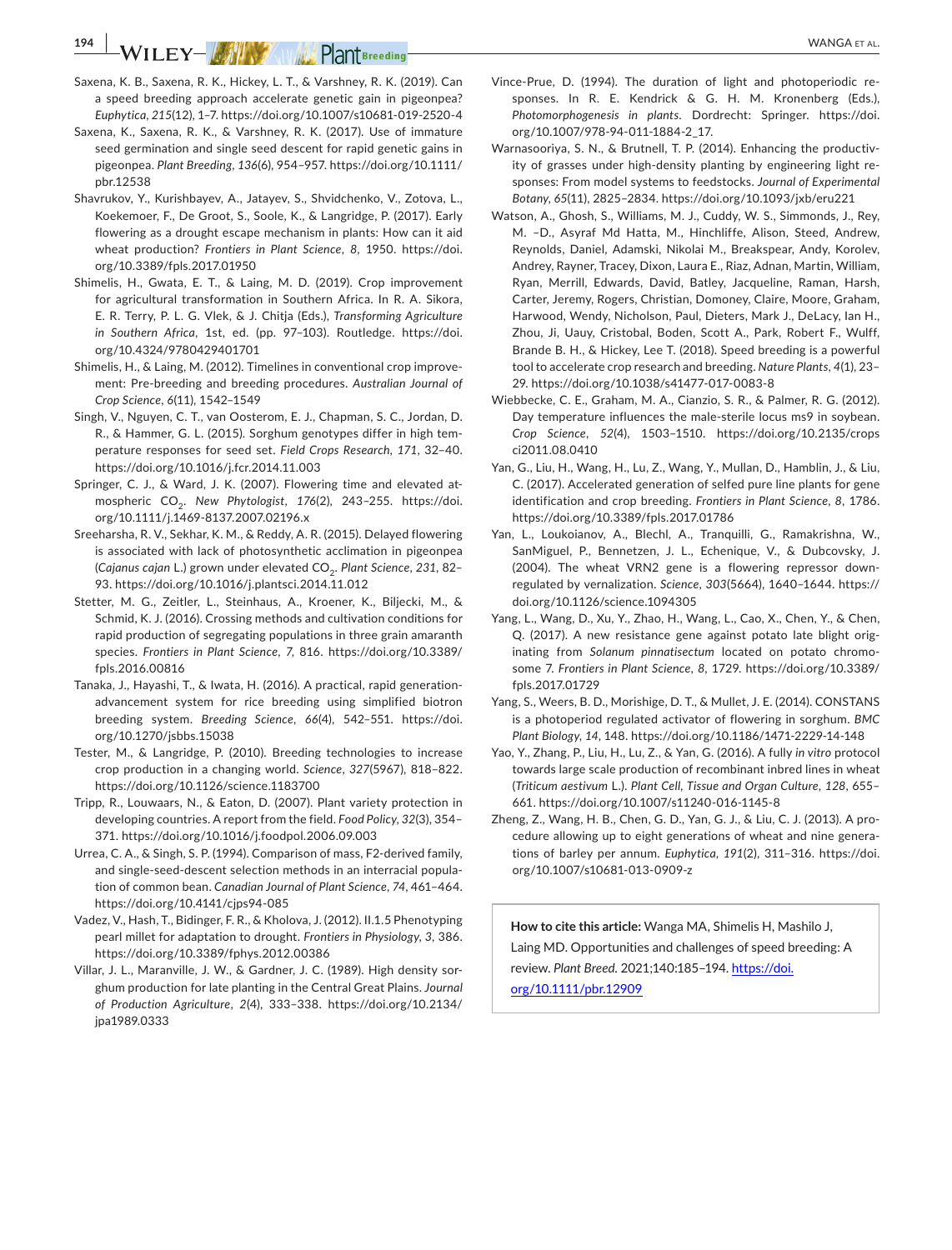Saxena, K. B., Saxena, R. K., Hickey, L. T., & Varshney, R. K. (2019). Can a speed breeding approach accelerate genetic gain in pigeonpea? *Euphytica*, *215*(12), 1–7. https://doi.org/10.1007/s10681-019-2520-4

Saxena, K., Saxena, R. K., & Varshney, R. K. (2017). Use of immature seed germination and single seed descent for rapid genetic gains in pigeonpea. *Plant Breeding*, *136*(6), 954–957. https://doi.org/10.1111/pbr.12538

Shavrukov, Y., Kurishbayev, A., Jatayev, S., Shvidchenko, V., Zotova, L., Koekemoer, F., De Groot, S., Soole, K., & Langridge, P. (2017). Early flowering as a drought escape mechanism in plants: How can it aid wheat production? *Frontiers in Plant Science*, *8*, 1950. https://doi.org/10.3389/fpls.2017.01950

Shimelis, H., Gwata, E. T., & Laing, M. D. (2019). Crop improvement for agricultural transformation in Southern Africa. In R. A. Sikora, E. R. Terry, P. L. G. Vlek, & J. Chitja (Eds.), *Transforming Agriculture in Southern Africa*, 1st, ed. (pp. 97–103). Routledge. https://doi.org/10.4324/9780429401701

Shimelis, H., & Laing, M. (2012). Timelines in conventional crop improvement: Pre-breeding and breeding procedures. *Australian Journal of Crop Science*, *6*(11), 1542–1549

Singh, V., Nguyen, C. T., van Oosterom, E. J., Chapman, S. C., Jordan, D. R., & Hammer, G. L. (2015). Sorghum genotypes differ in high temperature responses for seed set. *Field Crops Research*, *171*, 32–40. https://doi.org/10.1016/j.fcr.2014.11.003

Springer, C. J., & Ward, J. K. (2007). Flowering time and elevated atmospheric $CO_2$. *New Phytologist*, *176*(2), 243–255. https://doi.org/10.1111/j.1469-8137.2007.02196.x

Sreeharsha, R. V., Sekhar, K. M., & Reddy, A. R. (2015). Delayed flowering is associated with lack of photosynthetic acclimation in pigeonpea (*Cajanus cajan* L.) grown under elevated $CO_2$. *Plant Science*, *231*, 82–93. https://doi.org/10.1016/j.plantsci.2014.11.012

Stetter, M. G., Zeitler, L., Steinhaus, A., Kroener, K., Biljecki, M., & Schmid, K. J. (2016). Crossing methods and cultivation conditions for rapid production of segregating populations in three grain amaranth species. *Frontiers in Plant Science*, *7*, 816. https://doi.org/10.3389/fpls.2016.00816

Tanaka, J., Hayashi, T., & Iwata, H. (2016). A practical, rapid generation-advancement system for rice breeding using simplified biotron breeding system. *Breeding Science*, *66*(4), 542–551. https://doi.org/10.1270/jsbbs.15038

Tester, M., & Langridge, P. (2010). Breeding technologies to increase crop production in a changing world. *Science*, *327*(5967), 818–822. https://doi.org/10.1126/science.1183700

Tripp, R., Louwaars, N., & Eaton, D. (2007). Plant variety protection in developing countries. A report from the field. *Food Policy*, *32*(3), 354–371. https://doi.org/10.1016/j.foodpol.2006.09.003

Urrea, C. A., & Singh, S. P. (1994). Comparison of mass, F2-derived family, and single-seed-descent selection methods in an interracial population of common bean. *Canadian Journal of Plant Science*, *74*, 461–464. https://doi.org/10.4141/cjps94-085

Vadez, V., Hash, T., Bidinger, F. R., & Kholova, J. (2012). II.1.5 Phenotyping pearl millet for adaptation to drought. *Frontiers in Physiology*, *3*, 386. https://doi.org/10.3389/fphys.2012.00386

Villar, J. L., Maranville, J. W., & Gardner, J. C. (1989). High density sorghum production for late planting in the Central Great Plains. *Journal of Production Agriculture*, *2*(4), 333–338. https://doi.org/10.2134/jpa1989.0333

Vince-Prue, D. (1994). The duration of light and photoperiodic responses. In R. E. Kendrick & G. H. M. Kronenberg (Eds.), *Photomorphogenesis in plants*. Dordrecht: Springer. https://doi.org/10.1007/978-94-011-1884-2_17.

Warnasooriya, S. N., & Brutnell, T. P. (2014). Enhancing the productivity of grasses under high-density planting by engineering light responses: From model systems to feedstocks. *Journal of Experimental Botany*, *65*(11), 2825–2834. https://doi.org/10.1093/jxb/eru221

Watson, A., Ghosh, S., Williams, M. J., Cuddy, W. S., Simmonds, J., Rey, M. –D., Asyraf Md Hatta, M., Hinchliffe, Alison, Steed, Andrew, Reynolds, Daniel, Adamski, Nikolai M., Breakspear, Andy, Korolev, Andrey, Rayner, Tracey, Dixon, Laura E., Riaz, Adnan, Martin, William, Ryan, Merrill, Edwards, David, Batley, Jacqueline, Raman, Harsh, Carter, Jeremy, Rogers, Christian, Domoney, Claire, Moore, Graham, Harwood, Wendy, Nicholson, Paul, Dieters, Mark J., DeLacy, Ian H., Zhou, Ji, Uauy, Cristobal, Boden, Scott A., Park, Robert F., Wulff, Brande B. H., & Hickey, Lee T. (2018). Speed breeding is a powerful tool to accelerate crop research and breeding. *Nature Plants*, *4*(1), 23–29. https://doi.org/10.1038/s41477-017-0083-8

Wiebbecke, C. E., Graham, M. A., Cianzio, S. R., & Palmer, R. G. (2012). Day temperature influences the male-sterile locus ms9 in soybean. *Crop Science*, *52*(4), 1503–1510. https://doi.org/10.2135/cropsci2011.08.0410

Yan, G., Liu, H., Wang, H., Lu, Z., Wang, Y., Mullan, D., Hamblin, J., & Liu, C. (2017). Accelerated generation of selfed pure line plants for gene identification and crop breeding. *Frontiers in Plant Science*, *8*, 1786. https://doi.org/10.3389/fpls.2017.01786

Yan, L., Loukoianov, A., Blechl, A., Tranquilli, G., Ramakrishna, W., SanMiguel, P., Bennetzen, J. L., Echenique, V., & Dubcovsky, J. (2004). The wheat VRN2 gene is a flowering repressor down-regulated by vernalization. *Science*, *303*(5664), 1640–1644. https://doi.org/10.1126/science.1094305

Yang, L., Wang, D., Xu, Y., Zhao, H., Wang, L., Cao, X., Chen, Y., & Chen, Q. (2017). A new resistance gene against potato late blight originating from *Solanum pinnatisectum* located on potato chromosome 7. *Frontiers in Plant Science*, *8*, 1729. https://doi.org/10.3389/fpls.2017.01729

Yang, S., Weers, B. D., Morishige, D. T., & Mullet, J. E. (2014). CONSTANS is a photoperiod regulated activator of flowering in sorghum. *BMC Plant Biology*, *14*, 148. https://doi.org/10.1186/1471-2229-14-148

Yao, Y., Zhang, P., Liu, H., Lu, Z., & Yan, G. (2016). A fully *in vitro* protocol towards large scale production of recombinant inbred lines in wheat (*Triticum aestivum* L.). *Plant Cell, Tissue and Organ Culture*, *128*, 655–661. https://doi.org/10.1007/s11240-016-1145-8

Zheng, Z., Wang, H. B., Chen, G. D., Yan, G. J., & Liu, C. J. (2013). A procedure allowing up to eight generations of wheat and nine generations of barley per annum. *Euphytica*, *191*(2), 311–316. https://doi.org/10.1007/s10681-013-0909-z

**How to cite this article:** Wanga MA, Shimelis H, Mashilo J, Laing MD. Opportunities and challenges of speed breeding: A review. *Plant Breed.* 2021;140:185–194. https://doi.org/10.1111/pbr.12909